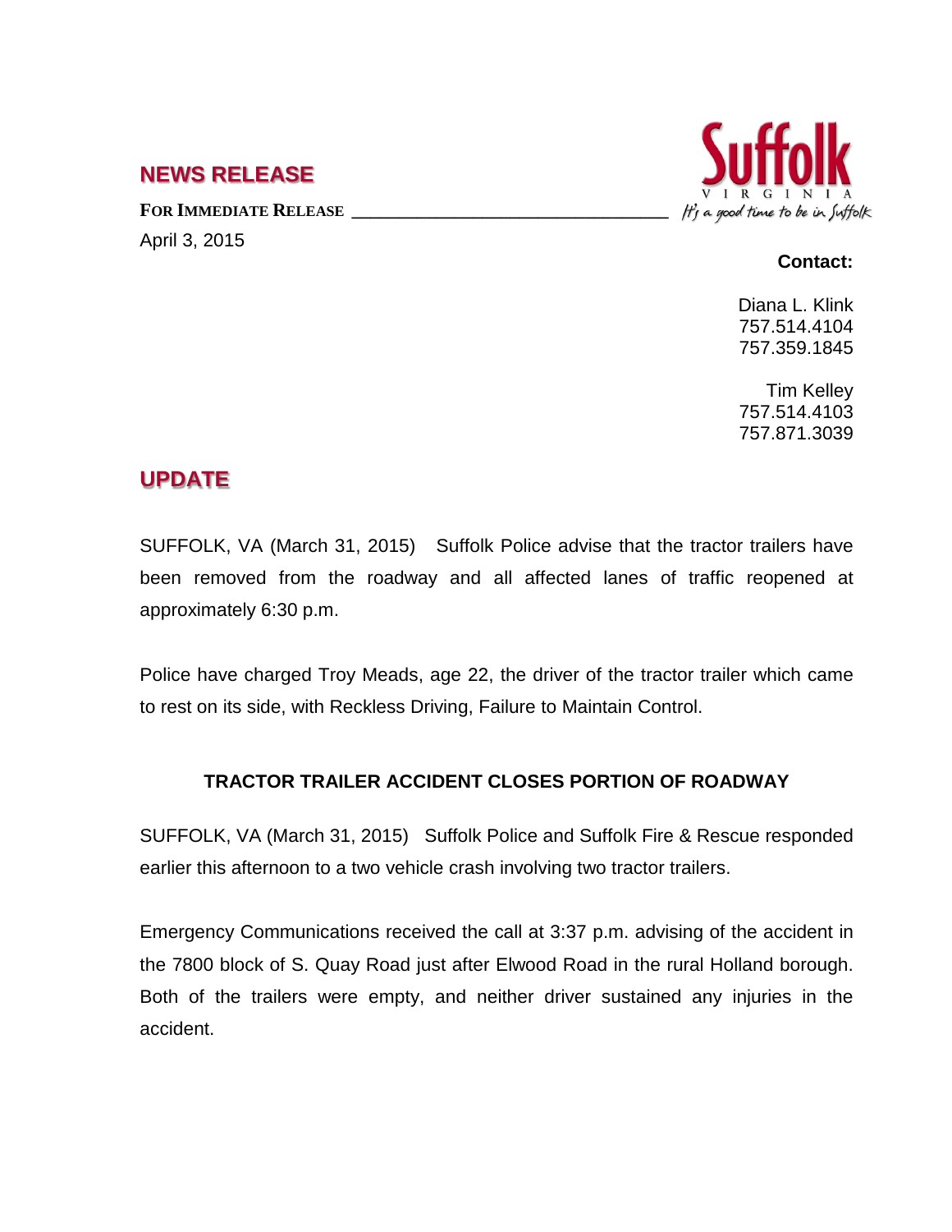## NEWS RELEASE

**FOR IMMEDIATE RELEASE**

April 3, 2015

Suffolk
VIRGINIA
It's a good time to be in Suffolk

**Contact:**

Diana L. Klink
757.514.4104
757.359.1845

Tim Kelley
757.514.4103
757.871.3039

## UPDATE

SUFFOLK, VA (March 31, 2015) Suffolk Police advise that the tractor trailers have been removed from the roadway and all affected lanes of traffic reopened at approximately 6:30 p.m.

Police have charged Troy Meads, age 22, the driver of the tractor trailer which came to rest on its side, with Reckless Driving, Failure to Maintain Control.

### TRACTOR TRAILER ACCIDENT CLOSES PORTION OF ROADWAY

SUFFOLK, VA (March 31, 2015) Suffolk Police and Suffolk Fire & Rescue responded earlier this afternoon to a two vehicle crash involving two tractor trailers.

Emergency Communications received the call at 3:37 p.m. advising of the accident in the 7800 block of S. Quay Road just after Elwood Road in the rural Holland borough. Both of the trailers were empty, and neither driver sustained any injuries in the accident.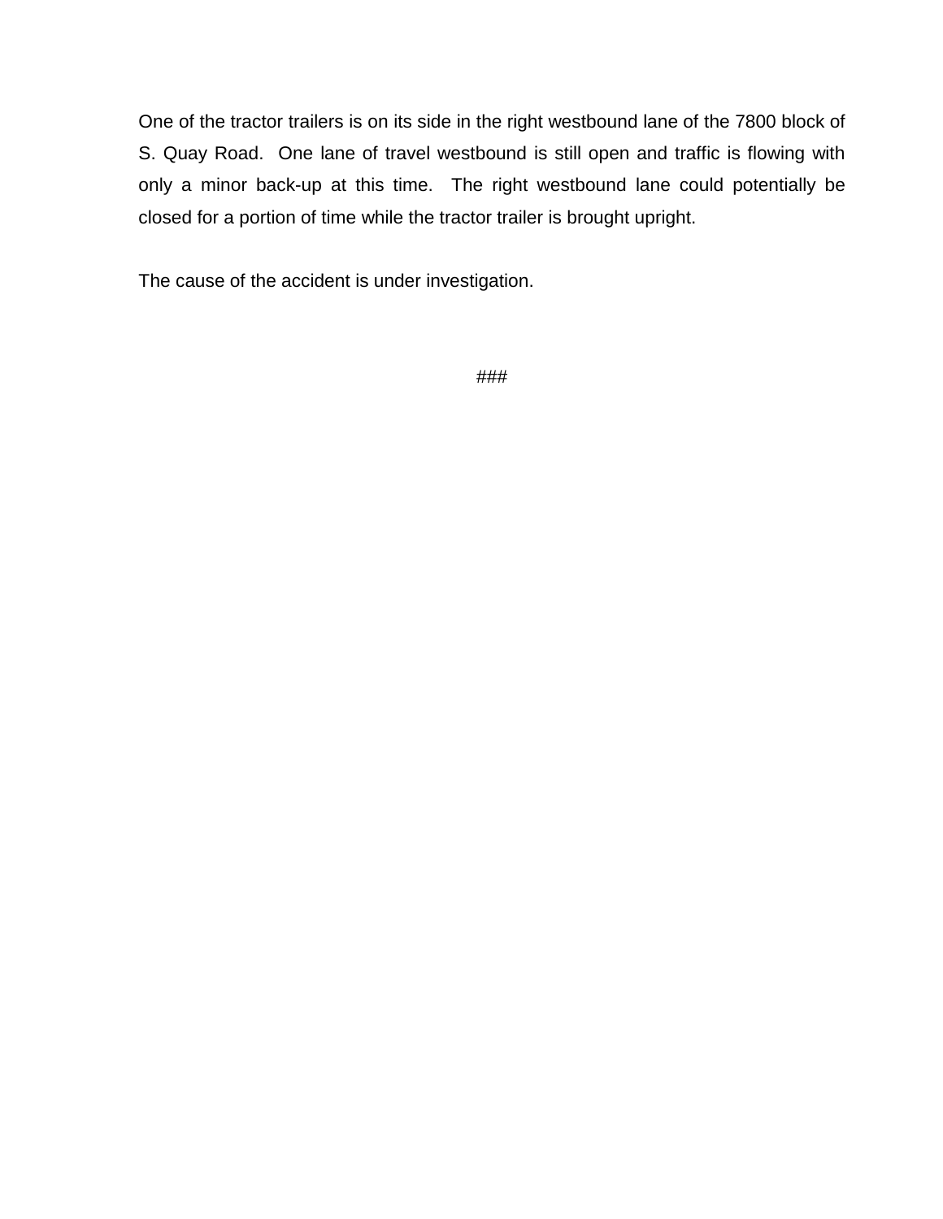One of the tractor trailers is on its side in the right westbound lane of the 7800 block of S. Quay Road. One lane of travel westbound is still open and traffic is flowing with only a minor back-up at this time. The right westbound lane could potentially be closed for a portion of time while the tractor trailer is brought upright.

The cause of the accident is under investigation.

###